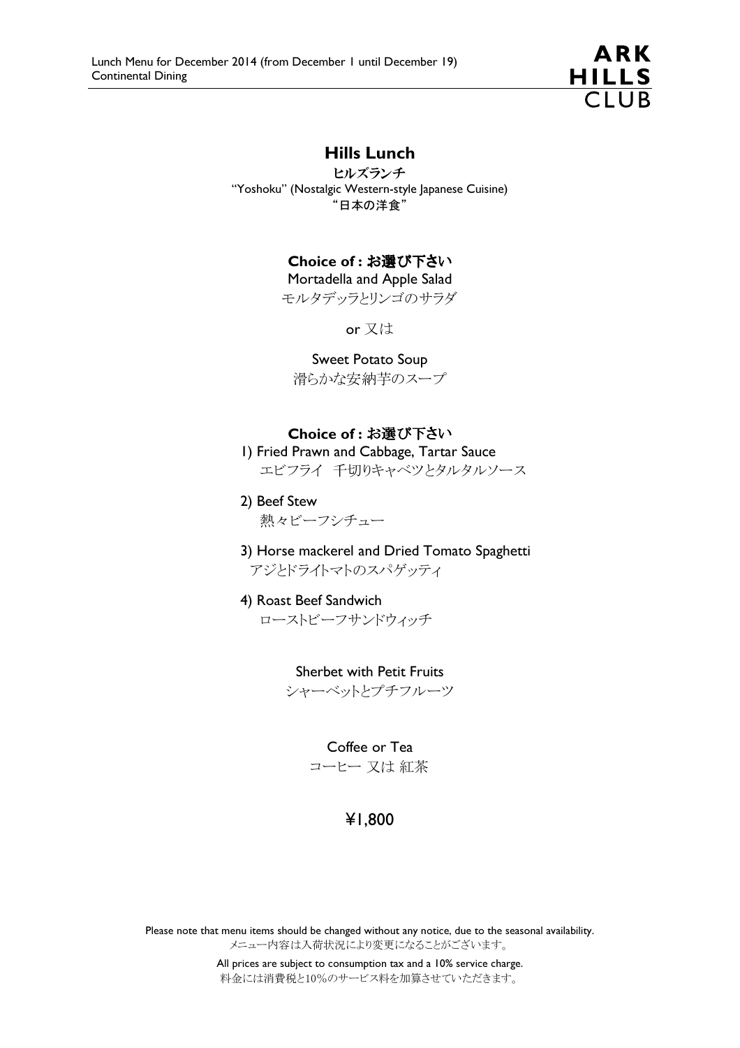Lunch Menu for December 2014 (from December 1 until December 19)
Continental Dining

ARK HILLS CLUB

# Hills Lunch

ヒルズランチ

"Yoshoku" (Nostalgic Western-style Japanese Cuisine)

"日本の洋食"

**Choice of : お選び下さい**

Mortadella and Apple Salad

モルタデッラとリンゴのサラダ

or 又は

Sweet Potato Soup

滑らかな安納芋のスープ

**Choice of : お選び下さい**

1) Fried Prawn and Cabbage, Tartar Sauce
   エビフライ　千切りキャベツとタルタルソース
2) Beef Stew
   熱々ビーフシチュー
3) Horse mackerel and Dried Tomato Spaghetti
   アジとドライトマトのスパゲッティ
4) Roast Beef Sandwich
   ローストビーフサンドウィッチ

Sherbet with Petit Fruits

シャーベットとプチフルーツ

Coffee or Tea

コーヒー 又は 紅茶

¥1,800

Please note that menu items should be changed without any notice, due to the seasonal availability.

メニュー内容は入荷状況により変更になることがございます。

All prices are subject to consumption tax and a 10% service charge.

料金には消費税と10%のサービス料を加算させていただきます。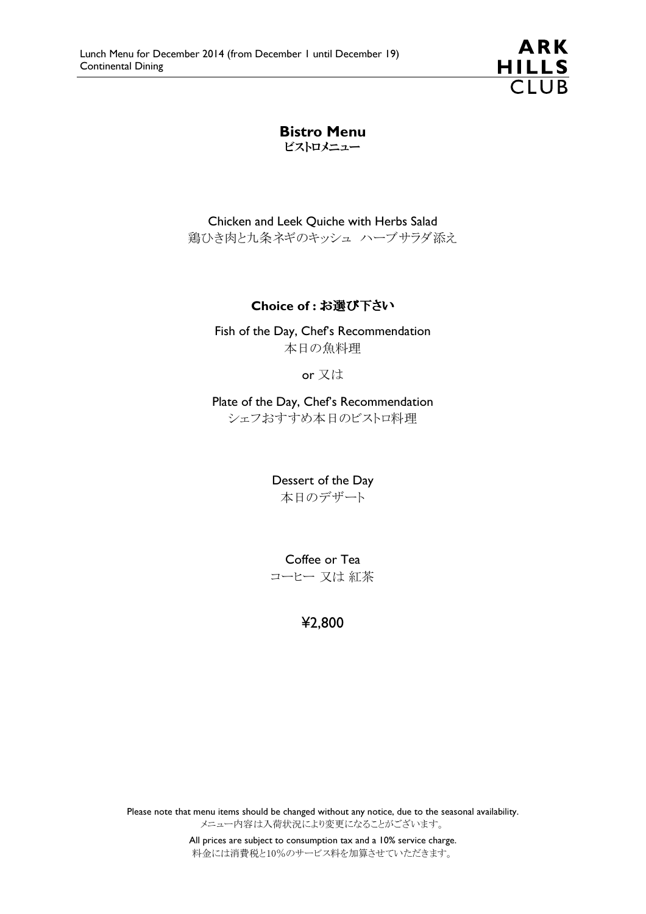Lunch Menu for December 2014 (from December 1 until December 19)
Continental Dining

ARK HILLS CLUB

## Bistro Menu
**ビストロメニュー**

Chicken and Leek Quiche with Herbs Salad
鶏ひき肉と九条ネギのキッシュ　ハーブサラダ添え

**Choice of : お選び下さい**

Fish of the Day, Chef's Recommendation
本日の魚料理

or 又は

Plate of the Day, Chef's Recommendation
シェフおすすめ本日のビストロ料理

Dessert of the Day
本日のデザート

Coffee or Tea
コーヒー 又は 紅茶

¥2,800

Please note that menu items should be changed without any notice, due to the seasonal availability.
メニュー内容は入荷状況により変更になることがございます。

All prices are subject to consumption tax and a 10% service charge.
料金には消費税と10%のサービス料を加算させていただきます。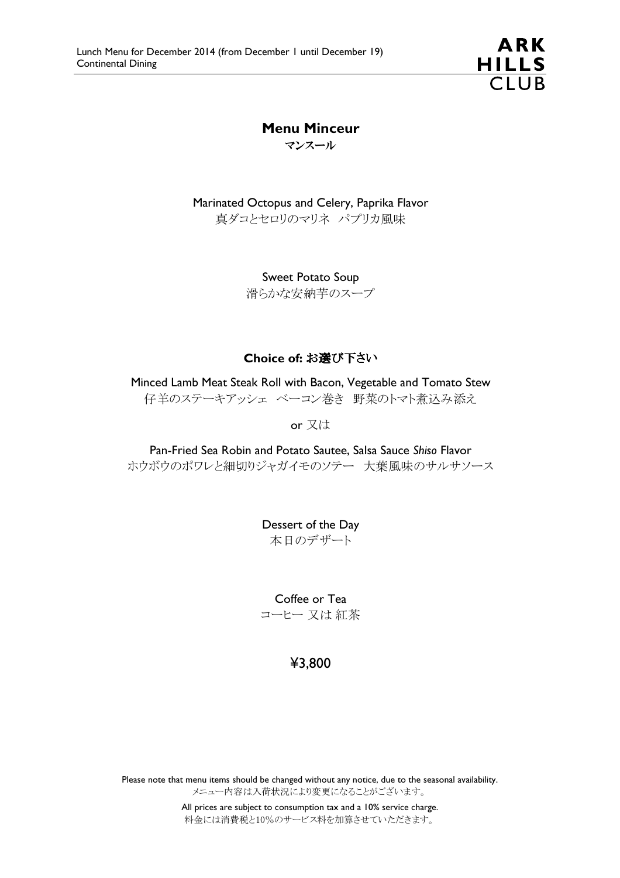# Menu Minceur

**マンスール**

Marinated Octopus and Celery, Paprika Flavor
真ダコとセロリのマリネ　パプリカ風味

Sweet Potato Soup
滑らかな安納芋のスープ

**Choice of: お選び下さい**

Minced Lamb Meat Steak Roll with Bacon, Vegetable and Tomato Stew
仔羊のステーキアッシェ　ベーコン巻き　野菜のトマト煮込み添え

or 又は

Pan-Fried Sea Robin and Potato Sautee, Salsa Sauce *Shiso* Flavor
ホウボウのポワレと細切りジャガイモのソテー　大葉風味のサルサソース

Dessert of the Day
本日のデザート

Coffee or Tea
コーヒー 又は 紅茶

¥3,800

Please note that menu items should be changed without any notice, due to the seasonal availability.
メニュー内容は入荷状況により変更になることがございます。

All prices are subject to consumption tax and a 10% service charge.
料金には消費税と10%のサービス料を加算させていただきます。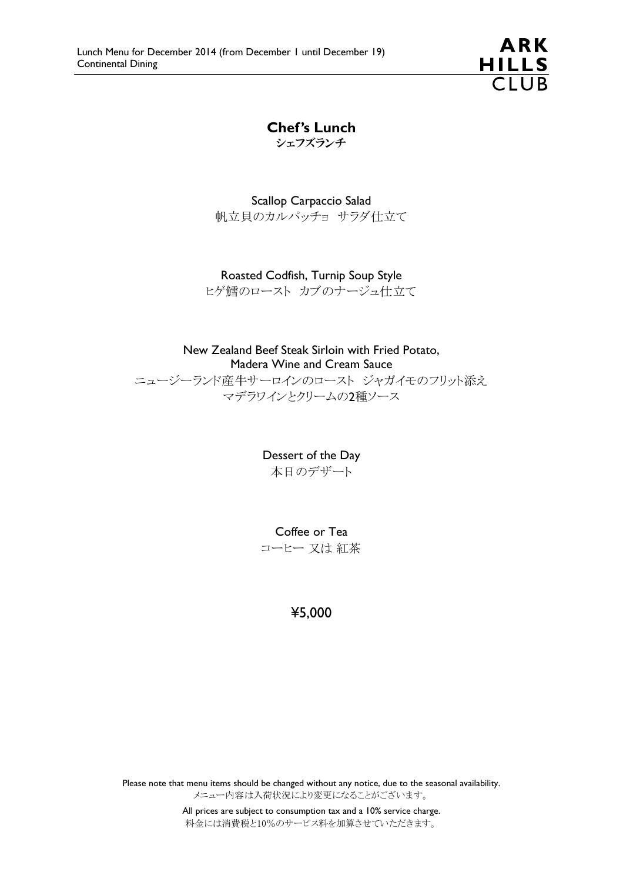Lunch Menu for December 2014 (from December 1 until December 19)
Continental Dining

ARK HILLS CLUB

# Chef's Lunch
**シェフズランチ**

Scallop Carpaccio Salad
帆立貝のカルパッチョ　サラダ仕立て

Roasted Codfish, Turnip Soup Style
ヒゲ鱈のロースト　カブのナージュ仕立て

New Zealand Beef Steak Sirloin with Fried Potato,
Madera Wine and Cream Sauce
ニュージーランド産牛サーロインのロースト　ジャガイモのフリット添え
マデラワインとクリームの2種ソース

Dessert of the Day
本日のデザート

Coffee or Tea
コーヒー 又は 紅茶

¥5,000

Please note that menu items should be changed without any notice, due to the seasonal availability.
メニュー内容は入荷状況により変更になることがございます。

All prices are subject to consumption tax and a 10% service charge.
料金には消費税と10%のサービス料を加算させていただきます。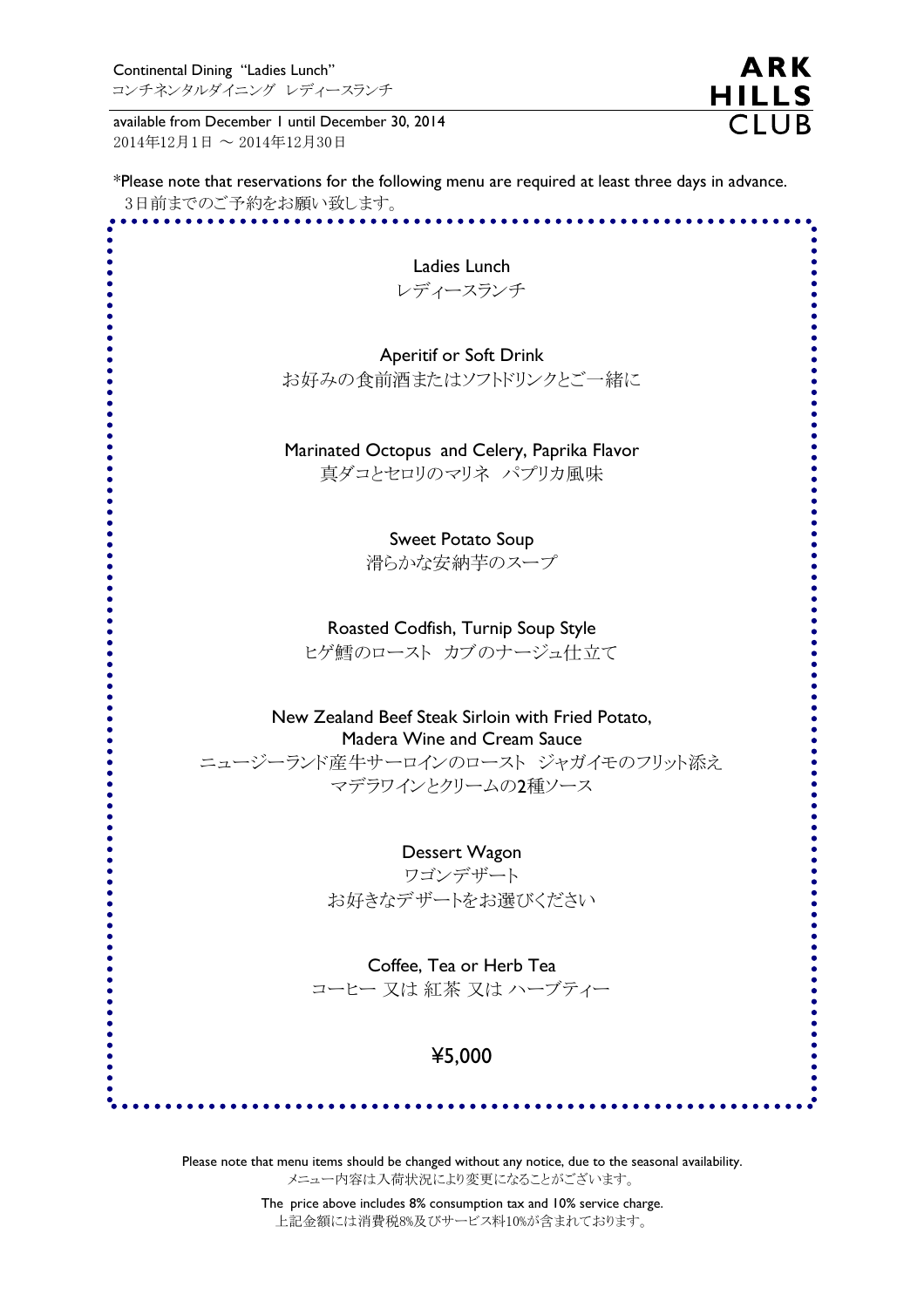Continental Dining "Ladies Lunch"
コンチネンタルダイニング レディースランチ

ARK HILLS CLUB

available from December 1 until December 30, 2014
2014年12月1日 ～ 2014年12月30日

*Please note that reservations for the following menu are required at least three days in advance.
3日前までのご予約をお願い致します。

## Ladies Lunch
## レディースランチ

Aperitif or Soft Drink
お好みの食前酒またはソフトドリンクとご一緒に

Marinated Octopus and Celery, Paprika Flavor
真ダコとセロリのマリネ パプリカ風味

Sweet Potato Soup
滑らかな安納芋のスープ

Roasted Codfish, Turnip Soup Style
ヒゲ鱈のロースト カブのナージュ仕立て

New Zealand Beef Steak Sirloin with Fried Potato,
Madera Wine and Cream Sauce
ニュージーランド産牛サーロインのロースト ジャガイモのフリット添え
マデラワインとクリームの2種ソース

Dessert Wagon
ワゴンデザート
お好きなデザートをお選びください

Coffee, Tea or Herb Tea
コーヒー 又は 紅茶 又は ハーブティー

**¥5,000**

Please note that menu items should be changed without any notice, due to the seasonal availability.
メニュー内容は入荷状況により変更になることがございます。

The price above includes 8% consumption tax and 10% service charge.
上記金額には消費税8%及びサービス料10%が含まれております。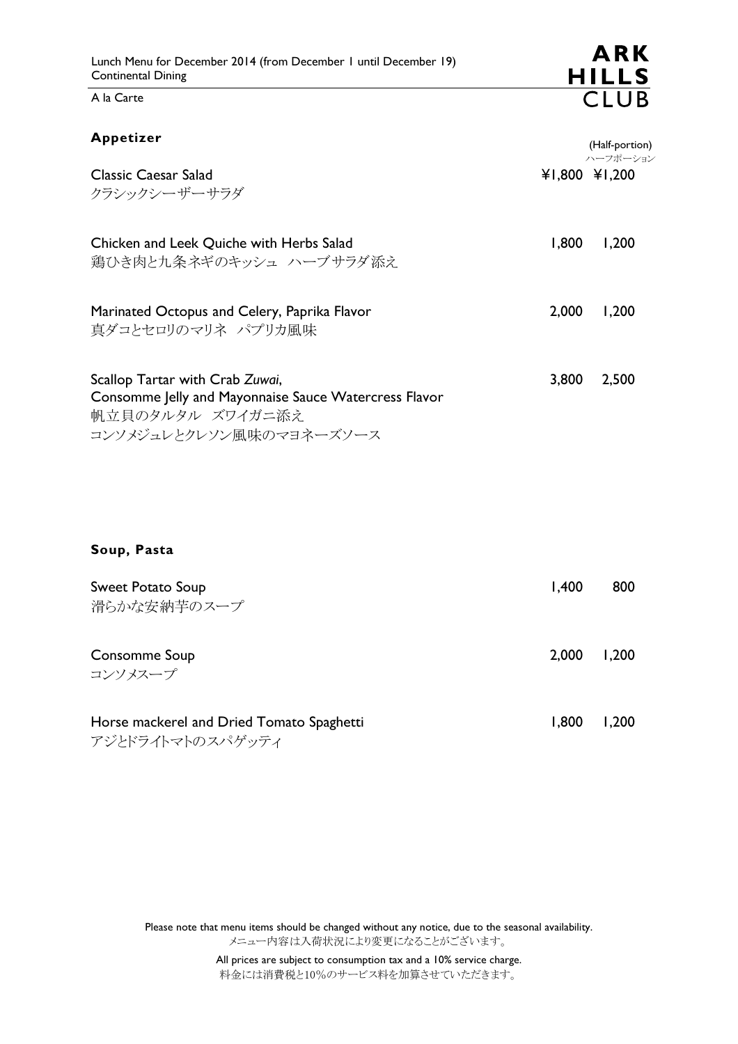Lunch Menu for December 2014 (from December 1 until December 19)
Continental Dining

A la Carte

**ARK HILLS CLUB**

## Appetizer

| | | (Half-portion) ハーフポーション |
|---|---|---|
| Classic Caesar Salad<br>クラシックシーザーサラダ | ¥1,800 | ¥1,200 |
| Chicken and Leek Quiche with Herbs Salad<br>鶏ひき肉と九条ネギのキッシュ　ハーブサラダ添え | 1,800 | 1,200 |
| Marinated Octopus and Celery, Paprika Flavor<br>真ダコとセロリのマリネ　パプリカ風味 | 2,000 | 1,200 |
| Scallop Tartar with Crab *Zuwai*,<br>Consomme Jelly and Mayonnaise Sauce Watercress Flavor<br>帆立貝のタルタル　ズワイガニ添え<br>コンソメジュレとクレソン風味のマヨネーズソース | 3,800 | 2,500 |

## Soup, Pasta

| | | |
|---|---|---|
| Sweet Potato Soup<br>滑らかな安納芋のスープ | 1,400 | 800 |
| Consomme Soup<br>コンソメスープ | 2,000 | 1,200 |
| Horse mackerel and Dried Tomato Spaghetti<br>アジとドライトマトのスパゲッティ | 1,800 | 1,200 |

Please note that menu items should be changed without any notice, due to the seasonal availability.
メニュー内容は入荷状況により変更になることがございます。

All prices are subject to consumption tax and a 10% service charge.
料金には消費税と10%のサービス料を加算させていただきます。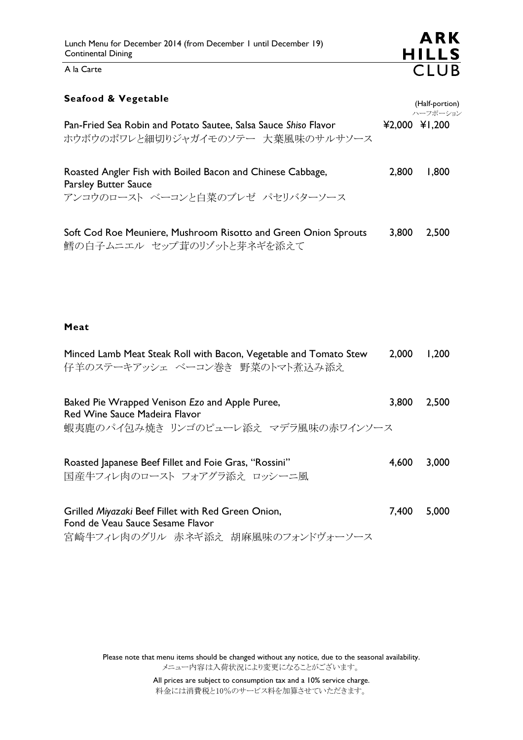Lunch Menu for December 2014 (from December 1 until December 19)
Continental Dining

A la Carte

**ARK HILLS CLUB**

## Seafood & Vegetable

| | | (Half-portion) ハーフポーション |
|---|---|---|
| Pan-Fried Sea Robin and Potato Sautee, Salsa Sauce *Shiso* Flavor<br>ホウボウのポワレと細切りジャガイモのソテー　大葉風味のサルサソース | ¥2,000 | ¥1,200 |
| Roasted Angler Fish with Boiled Bacon and Chinese Cabbage, Parsley Butter Sauce<br>アンコウのロースト　ベーコンと白菜のブレゼ　パセリバターソース | 2,800 | 1,800 |
| Soft Cod Roe Meuniere, Mushroom Risotto and Green Onion Sprouts<br>鱈の白子ムニエル　セップ茸のリゾットと芽ネギを添えて | 3,800 | 2,500 |

## Meat

| | | |
|---|---|---|
| Minced Lamb Meat Steak Roll with Bacon, Vegetable and Tomato Stew<br>仔羊のステーキアッシェ　ベーコン巻き　野菜のトマト煮込み添え | 2,000 | 1,200 |
| Baked Pie Wrapped Venison *Ezo* and Apple Puree, Red Wine Sauce Madeira Flavor<br>蝦夷鹿のパイ包み焼き リンゴのピューレ添え　マデラ風味の赤ワインソース | 3,800 | 2,500 |
| Roasted Japanese Beef Fillet and Foie Gras, "Rossini"<br>国産牛フィレ肉のロースト　フォアグラ添え　ロッシーニ風 | 4,600 | 3,000 |
| Grilled *Miyazaki* Beef Fillet with Red Green Onion, Fond de Veau Sauce Sesame Flavor<br>宮崎牛フィレ肉のグリル　赤ネギ添え　胡麻風味のフォンドヴォーソース | 7,400 | 5,000 |

Please note that menu items should be changed without any notice, due to the seasonal availability.
メニュー内容は入荷状況により変更になることがございます。

All prices are subject to consumption tax and a 10% service charge.
料金には消費税と10%のサービス料を加算させていただきます。